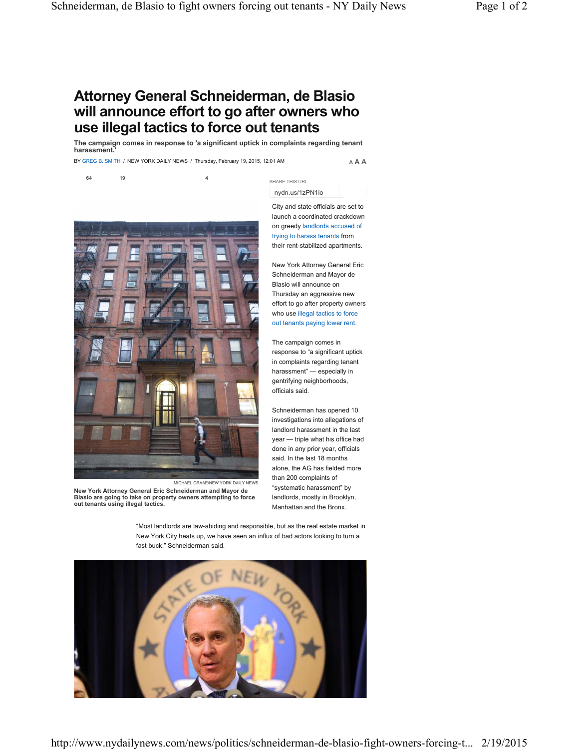# Attorney General Schneiderman, de Blasio will announce effort to go after owners who use illegal tactics to force out tenants

**The campaign comes in response to 'a significant uptick in complaints regarding tenant harassment.'**

BY GREG B. SMITH / NEW YORK DAILY NEWS / Thursday, February 19, 2015, 12:01 AM

64 19 4

SHARE THIS URL

nydn.us/1zPN1io

MICHAEL GRAAE/NEW YORK DAILY NEWS

**New York Attorney General Eric Schneiderman and Mayor de Blasio are going to take on property owners attempting to force out tenants using illegal tactics.**

City and state officials are set to launch a coordinated crackdown on greedy landlords accused of trying to harass tenants from their rent-stabilized apartments.

New York Attorney General Eric Schneiderman and Mayor de Blasio will announce on Thursday an aggressive new effort to go after property owners who use illegal tactics to force out tenants paying lower rent.

The campaign comes in response to "a significant uptick in complaints regarding tenant harassment" — especially in gentrifying neighborhoods, officials said.

Schneiderman has opened 10 investigations into allegations of landlord harassment in the last year — triple what his office had done in any prior year, officials said. In the last 18 months alone, the AG has fielded more than 200 complaints of "systematic harassment" by landlords, mostly in Brooklyn, Manhattan and the Bronx.

"Most landlords are law-abiding and responsible, but as the real estate market in New York City heats up, we have seen an influx of bad actors looking to turn a fast buck," Schneiderman said.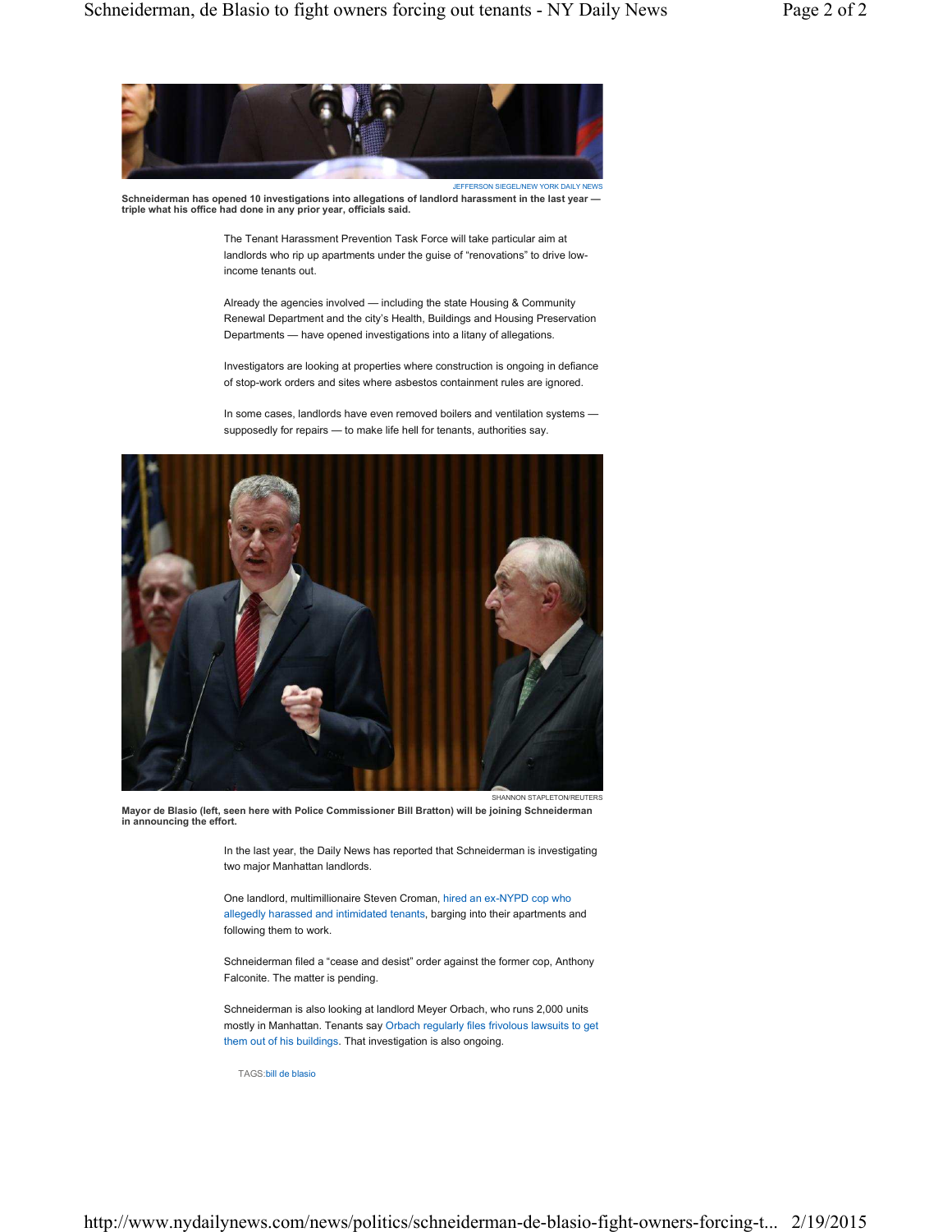JEFFERSON SIEGEL/NEW YORK DAILY NEWS

**Schneiderman has opened 10 investigations into allegations of landlord harassment in the last year — triple what his office had done in any prior year, officials said.**

The Tenant Harassment Prevention Task Force will take particular aim at landlords who rip up apartments under the guise of "renovations" to drive low-income tenants out.

Already the agencies involved — including the state Housing & Community Renewal Department and the city's Health, Buildings and Housing Preservation Departments — have opened investigations into a litany of allegations.

Investigators are looking at properties where construction is ongoing in defiance of stop-work orders and sites where asbestos containment rules are ignored.

In some cases, landlords have even removed boilers and ventilation systems — supposedly for repairs — to make life hell for tenants, authorities say.

SHANNON STAPLETON/REUTERS

**Mayor de Blasio (left, seen here with Police Commissioner Bill Bratton) will be joining Schneiderman in announcing the effort.**

In the last year, the Daily News has reported that Schneiderman is investigating two major Manhattan landlords.

One landlord, multimillionaire Steven Croman, hired an ex-NYPD cop who allegedly harassed and intimidated tenants, barging into their apartments and following them to work.

Schneiderman filed a "cease and desist" order against the former cop, Anthony Falconite. The matter is pending.

Schneiderman is also looking at landlord Meyer Orbach, who runs 2,000 units mostly in Manhattan. Tenants say Orbach regularly files frivolous lawsuits to get them out of his buildings. That investigation is also ongoing.

TAGS: bill de blasio